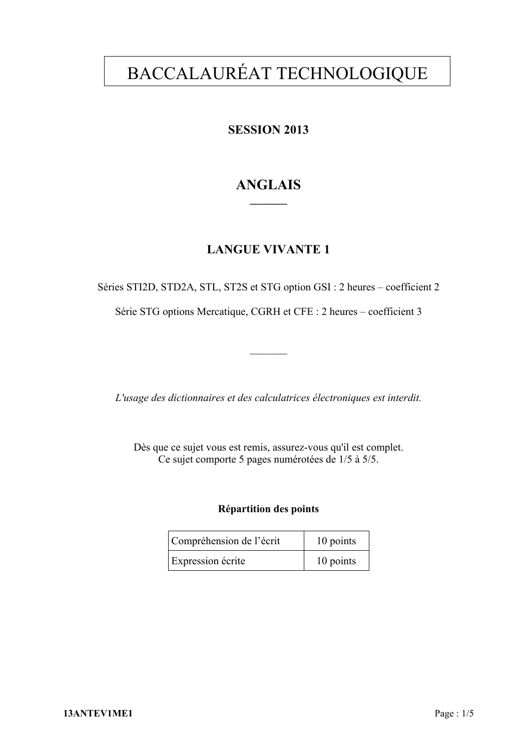# BACCALAURÉAT TECHNOLOGIQUE

**SESSION 2013**

## ANGLAIS

---

**LANGUE VIVANTE 1**

Séries STI2D, STD2A, STL, ST2S et STG option GSI : 2 heures – coefficient 2

Série STG options Mercatique, CGRH et CFE : 2 heures – coefficient 3

---

*L'usage des dictionnaires et des calculatrices électroniques est interdit.*

Dès que ce sujet vous est remis, assurez-vous qu'il est complet.
Ce sujet comporte 5 pages numérotées de 1/5 à 5/5.

**Répartition des points**

| Compréhension de l'écrit | 10 points |
| --- | --- |
| Expression écrite | 10 points |

**13ANTEV1ME1**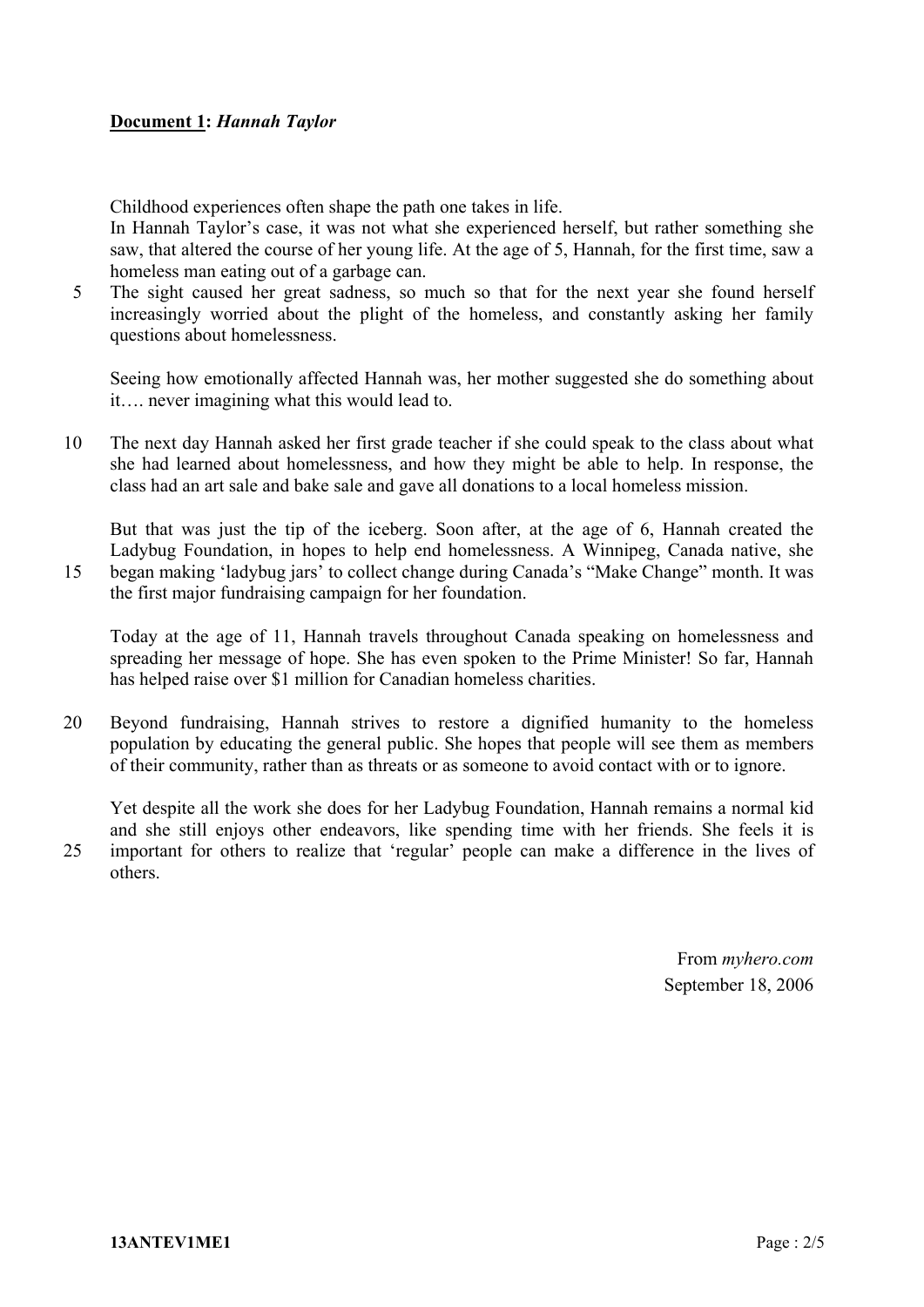**<u>Document 1</u>:** ***Hannah Taylor***

Childhood experiences often shape the path one takes in life.
In Hannah Taylor's case, it was not what she experienced herself, but rather something she saw, that altered the course of her young life. At the age of 5, Hannah, for the first time, saw a homeless man eating out of a garbage can.
The sight caused her great sadness, so much so that for the next year she found herself increasingly worried about the plight of the homeless, and constantly asking her family questions about homelessness.

Seeing how emotionally affected Hannah was, her mother suggested she do something about it…. never imagining what this would lead to.

The next day Hannah asked her first grade teacher if she could speak to the class about what she had learned about homelessness, and how they might be able to help. In response, the class had an art sale and bake sale and gave all donations to a local homeless mission.

But that was just the tip of the iceberg. Soon after, at the age of 6, Hannah created the Ladybug Foundation, in hopes to help end homelessness. A Winnipeg, Canada native, she began making 'ladybug jars' to collect change during Canada's "Make Change" month. It was the first major fundraising campaign for her foundation.

Today at the age of 11, Hannah travels throughout Canada speaking on homelessness and spreading her message of hope. She has even spoken to the Prime Minister! So far, Hannah has helped raise over $1 million for Canadian homeless charities.

Beyond fundraising, Hannah strives to restore a dignified humanity to the homeless population by educating the general public. She hopes that people will see them as members of their community, rather than as threats or as someone to avoid contact with or to ignore.

Yet despite all the work she does for her Ladybug Foundation, Hannah remains a normal kid and she still enjoys other endeavors, like spending time with her friends. She feels it is important for others to realize that 'regular' people can make a difference in the lives of others.

From *myhero.com*
September 18, 2006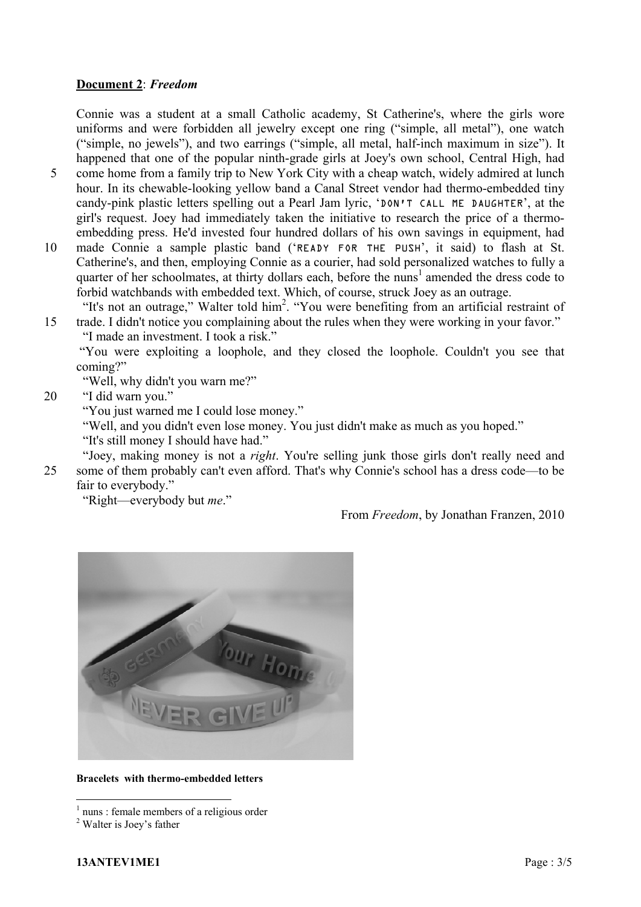**Document 2**: ***Freedom***

Connie was a student at a small Catholic academy, St Catherine's, where the girls wore uniforms and were forbidden all jewelry except one ring ("simple, all metal"), one watch ("simple, no jewels"), and two earrings ("simple, all metal, half-inch maximum in size"). It happened that one of the popular ninth-grade girls at Joey's own school, Central High, had come home from a family trip to New York City with a cheap watch, widely admired at lunch hour. In its chewable-looking yellow band a Canal Street vendor had thermo-embedded tiny candy-pink plastic letters spelling out a Pearl Jam lyric, 'DON'T CALL ME DAUGHTER', at the girl's request. Joey had immediately taken the initiative to research the price of a thermo-embedding press. He'd invested four hundred dollars of his own savings in equipment, had made Connie a sample plastic band ('READY FOR THE PUSH', it said) to flash at St. Catherine's, and then, employing Connie as a courier, had sold personalized watches to fully a quarter of her schoolmates, at thirty dollars each, before the nuns[1] amended the dress code to forbid watchbands with embedded text. Which, of course, struck Joey as an outrage.

"It's not an outrage," Walter told him[2]. "You were benefiting from an artificial restraint of trade. I didn't notice you complaining about the rules when they were working in your favor."

"I made an investment. I took a risk."

"You were exploiting a loophole, and they closed the loophole. Couldn't you see that coming?"

"Well, why didn't you warn me?"

"I did warn you."

"You just warned me I could lose money."

"Well, and you didn't even lose money. You just didn't make as much as you hoped."

"It's still money I should have had."

"Joey, making money is not a *right*. You're selling junk those girls don't really need and some of them probably can't even afford. That's why Connie's school has a dress code—to be fair to everybody."

"Right—everybody but *me*."

From *Freedom*, by Jonathan Franzen, 2010

**Bracelets with thermo-embedded letters**

[1] nuns : female members of a religious order

[2] Walter is Joey's father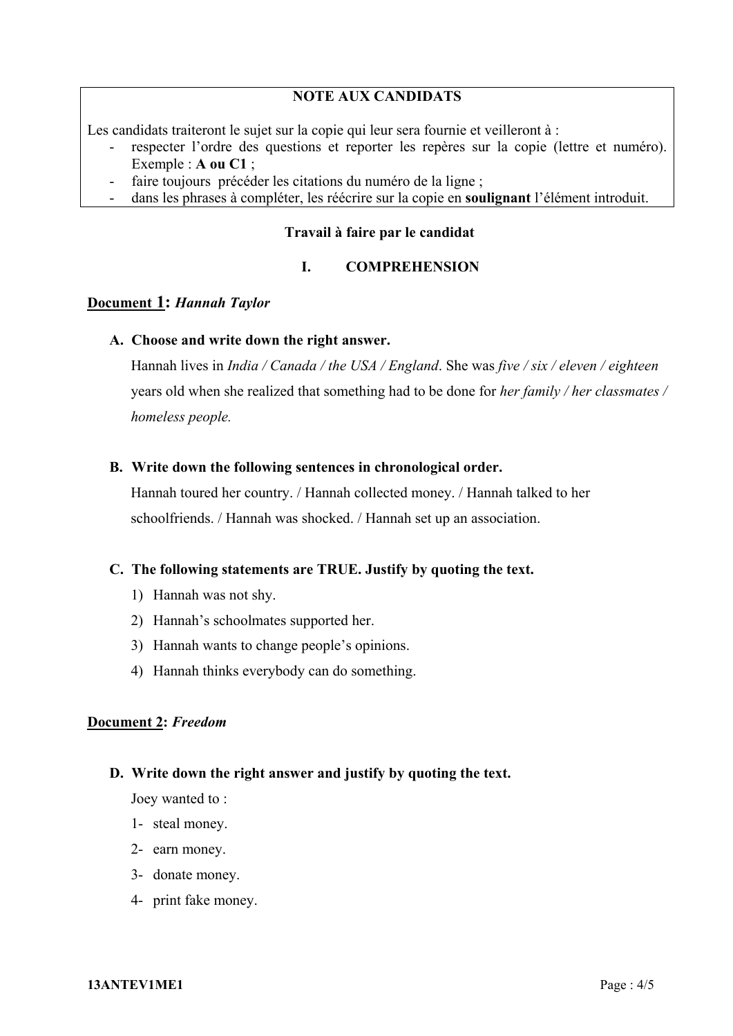**NOTE AUX CANDIDATS**

Les candidats traiteront le sujet sur la copie qui leur sera fournie et veilleront à :

- respecter l'ordre des questions et reporter les repères sur la copie (lettre et numéro). Exemple : **A ou C1** ;
- faire toujours précéder les citations du numéro de la ligne ;
- dans les phrases à compléter, les réécrire sur la copie en **soulignant** l'élément introduit.

**Travail à faire par le candidat**

## I. COMPREHENSION

**Document 1:** ***Hannah Taylor***

**A. Choose and write down the right answer.**

Hannah lives in *India / Canada / the USA / England*. She was *five / six / eleven / eighteen* years old when she realized that something had to be done for *her family / her classmates / homeless people.*

**B. Write down the following sentences in chronological order.**

Hannah toured her country. / Hannah collected money. / Hannah talked to her schoolfriends. / Hannah was shocked. / Hannah set up an association.

**C. The following statements are TRUE. Justify by quoting the text.**

1) Hannah was not shy.
2) Hannah's schoolmates supported her.
3) Hannah wants to change people's opinions.
4) Hannah thinks everybody can do something.

**Document 2:** ***Freedom***

**D. Write down the right answer and justify by quoting the text.**

Joey wanted to :

1- steal money.
2- earn money.
3- donate money.
4- print fake money.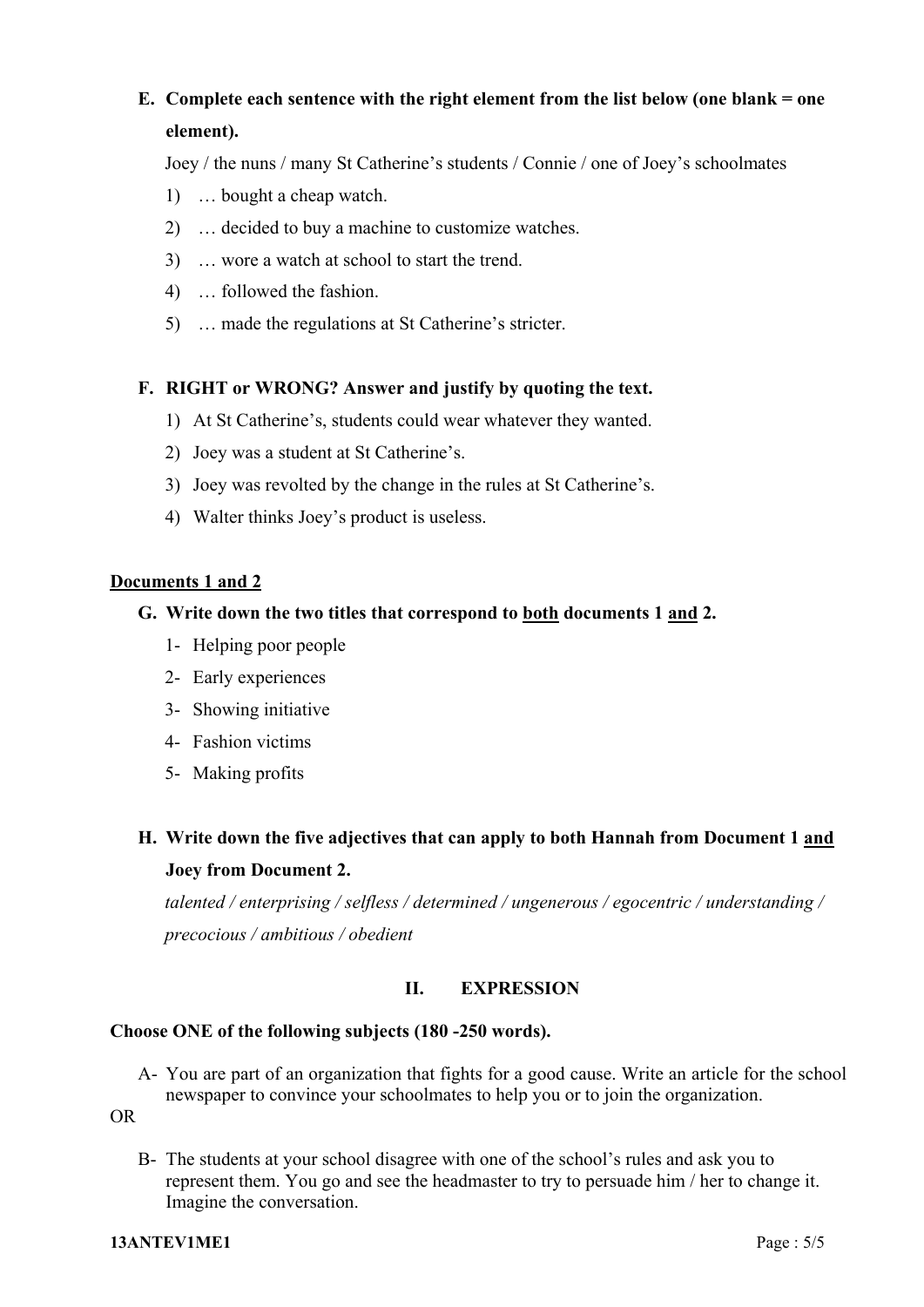**E. Complete each sentence with the right element from the list below (one blank = one element).**

Joey / the nuns / many St Catherine's students / Connie / one of Joey's schoolmates

1) … bought a cheap watch.
2) … decided to buy a machine to customize watches.
3) … wore a watch at school to start the trend.
4) … followed the fashion.
5) … made the regulations at St Catherine's stricter.

**F. RIGHT or WRONG? Answer and justify by quoting the text.**

1) At St Catherine's, students could wear whatever they wanted.
2) Joey was a student at St Catherine's.
3) Joey was revolted by the change in the rules at St Catherine's.
4) Walter thinks Joey's product is useless.

**Documents 1 and 2**

**G. Write down the two titles that correspond to both documents 1 and 2.**

1- Helping poor people
2- Early experiences
3- Showing initiative
4- Fashion victims
5- Making profits

**H. Write down the five adjectives that can apply to both Hannah from Document 1 and Joey from Document 2.**

*talented / enterprising / selfless / determined / ungenerous / egocentric / understanding / precocious / ambitious / obedient*

## II. EXPRESSION

**Choose ONE of the following subjects (180 -250 words).**

A- You are part of an organization that fights for a good cause. Write an article for the school newspaper to convince your schoolmates to help you or to join the organization.

OR

B- The students at your school disagree with one of the school's rules and ask you to represent them. You go and see the headmaster to try to persuade him / her to change it. Imagine the conversation.